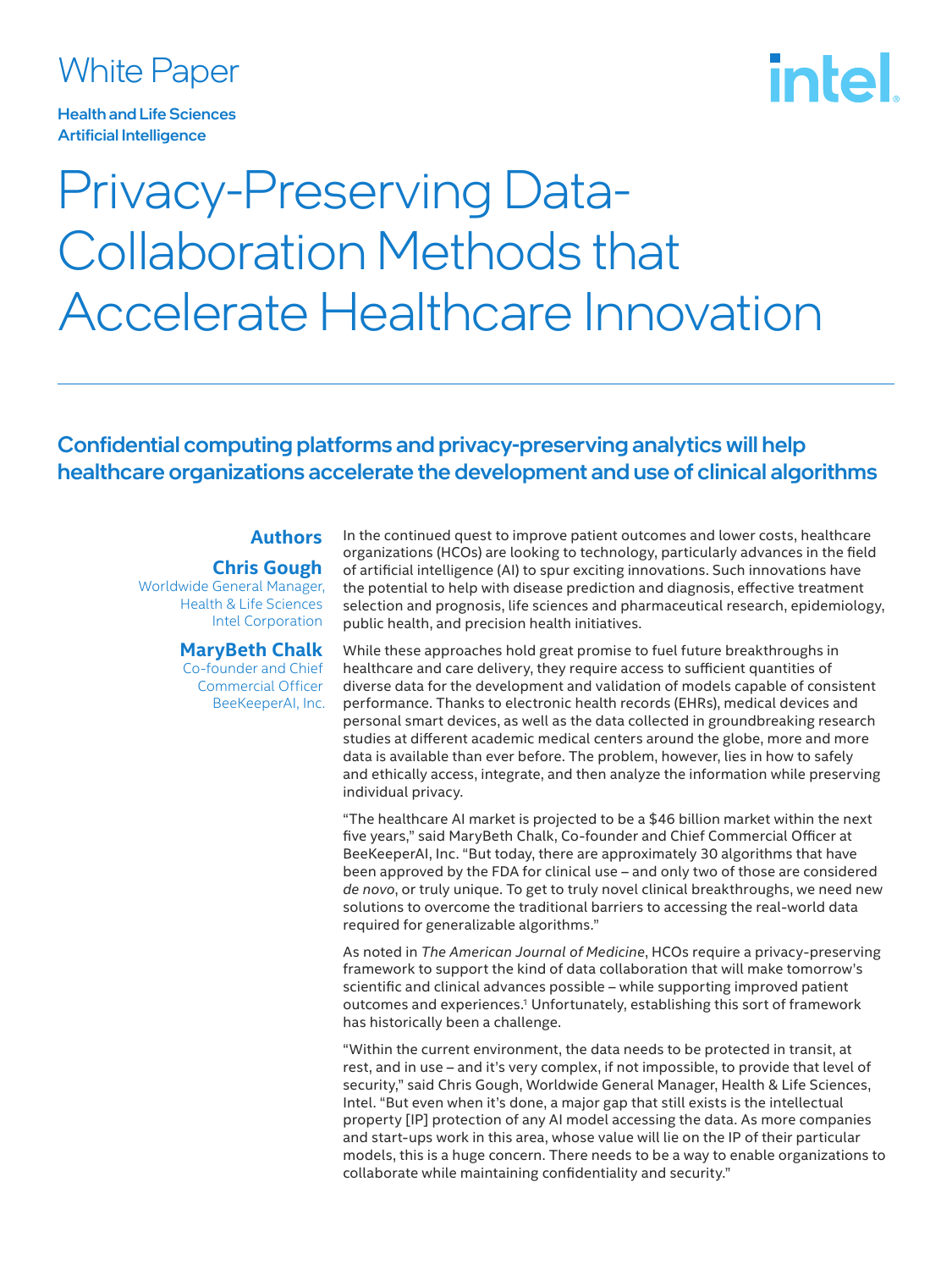White Paper

**Health and Life Sciences**
**Artificial Intelligence**

# Privacy-Preserving Data-Collaboration Methods that Accelerate Healthcare Innovation

## Confidential computing platforms and privacy-preserving analytics will help healthcare organizations accelerate the development and use of clinical algorithms

**Authors**

**Chris Gough**
Worldwide General Manager, Health & Life Sciences
Intel Corporation

**MaryBeth Chalk**
Co-founder and Chief Commercial Officer
BeeKeeperAI, Inc.

In the continued quest to improve patient outcomes and lower costs, healthcare organizations (HCOs) are looking to technology, particularly advances in the field of artificial intelligence (AI) to spur exciting innovations. Such innovations have the potential to help with disease prediction and diagnosis, effective treatment selection and prognosis, life sciences and pharmaceutical research, epidemiology, public health, and precision health initiatives.

While these approaches hold great promise to fuel future breakthroughs in healthcare and care delivery, they require access to sufficient quantities of diverse data for the development and validation of models capable of consistent performance. Thanks to electronic health records (EHRs), medical devices and personal smart devices, as well as the data collected in groundbreaking research studies at different academic medical centers around the globe, more and more data is available than ever before. The problem, however, lies in how to safely and ethically access, integrate, and then analyze the information while preserving individual privacy.

"The healthcare AI market is projected to be a $46 billion market within the next five years," said MaryBeth Chalk, Co-founder and Chief Commercial Officer at BeeKeeperAI, Inc. "But today, there are approximately 30 algorithms that have been approved by the FDA for clinical use – and only two of those are considered *de novo*, or truly unique. To get to truly novel clinical breakthroughs, we need new solutions to overcome the traditional barriers to accessing the real-world data required for generalizable algorithms."

As noted in *The American Journal of Medicine*, HCOs require a privacy-preserving framework to support the kind of data collaboration that will make tomorrow's scientific and clinical advances possible – while supporting improved patient outcomes and experiences.[1] Unfortunately, establishing this sort of framework has historically been a challenge.

"Within the current environment, the data needs to be protected in transit, at rest, and in use – and it's very complex, if not impossible, to provide that level of security," said Chris Gough, Worldwide General Manager, Health & Life Sciences, Intel. "But even when it's done, a major gap that still exists is the intellectual property [IP] protection of any AI model accessing the data. As more companies and start-ups work in this area, whose value will lie on the IP of their particular models, this is a huge concern. There needs to be a way to enable organizations to collaborate while maintaining confidentiality and security."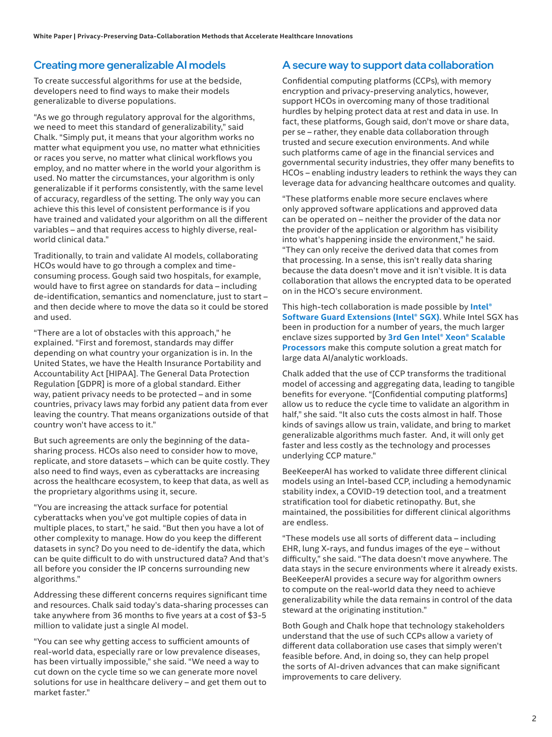## Creating more generalizable AI models

To create successful algorithms for use at the bedside, developers need to find ways to make their models generalizable to diverse populations.

"As we go through regulatory approval for the algorithms, we need to meet this standard of generalizability," said Chalk. "Simply put, it means that your algorithm works no matter what equipment you use, no matter what ethnicities or races you serve, no matter what clinical workflows you employ, and no matter where in the world your algorithm is used. No matter the circumstances, your algorithm is only generalizable if it performs consistently, with the same level of accuracy, regardless of the setting. The only way you can achieve this this level of consistent performance is if you have trained and validated your algorithm on all the different variables – and that requires access to highly diverse, real-world clinical data."

Traditionally, to train and validate AI models, collaborating HCOs would have to go through a complex and time-consuming process. Gough said two hospitals, for example, would have to first agree on standards for data – including de-identification, semantics and nomenclature, just to start – and then decide where to move the data so it could be stored and used.

"There are a lot of obstacles with this approach," he explained. "First and foremost, standards may differ depending on what country your organization is in. In the United States, we have the Health Insurance Portability and Accountability Act [HIPAA]. The General Data Protection Regulation [GDPR] is more of a global standard. Either way, patient privacy needs to be protected – and in some countries, privacy laws may forbid any patient data from ever leaving the country. That means organizations outside of that country won't have access to it."

But such agreements are only the beginning of the data-sharing process. HCOs also need to consider how to move, replicate, and store datasets – which can be quite costly. They also need to find ways, even as cyberattacks are increasing across the healthcare ecosystem, to keep that data, as well as the proprietary algorithms using it, secure.

"You are increasing the attack surface for potential cyberattacks when you've got multiple copies of data in multiple places, to start," he said. "But then you have a lot of other complexity to manage. How do you keep the different datasets in sync? Do you need to de-identify the data, which can be quite difficult to do with unstructured data? And that's all before you consider the IP concerns surrounding new algorithms."

Addressing these different concerns requires significant time and resources. Chalk said today's data-sharing processes can take anywhere from 36 months to five years at a cost of $3-5 million to validate just a single AI model.

"You can see why getting access to sufficient amounts of real-world data, especially rare or low prevalence diseases, has been virtually impossible," she said. "We need a way to cut down on the cycle time so we can generate more novel solutions for use in healthcare delivery – and get them out to market faster."

## A secure way to support data collaboration

Confidential computing platforms (CCPs), with memory encryption and privacy-preserving analytics, however, support HCOs in overcoming many of those traditional hurdles by helping protect data at rest and data in use. In fact, these platforms, Gough said, don't move or share data, per se – rather, they enable data collaboration through trusted and secure execution environments. And while such platforms came of age in the financial services and governmental security industries, they offer many benefits to HCOs – enabling industry leaders to rethink the ways they can leverage data for advancing healthcare outcomes and quality.

"These platforms enable more secure enclaves where only approved software applications and approved data can be operated on – neither the provider of the data nor the provider of the application or algorithm has visibility into what's happening inside the environment," he said. "They can only receive the derived data that comes from that processing. In a sense, this isn't really data sharing because the data doesn't move and it isn't visible. It is data collaboration that allows the encrypted data to be operated on in the HCO's secure environment.

This high-tech collaboration is made possible by **Intel® Software Guard Extensions (Intel® SGX)**. While Intel SGX has been in production for a number of years, the much larger enclave sizes supported by **3rd Gen Intel® Xeon® Scalable Processors** make this compute solution a great match for large data AI/analytic workloads.

Chalk added that the use of CCP transforms the traditional model of accessing and aggregating data, leading to tangible benefits for everyone. "[Confidential computing platforms] allow us to reduce the cycle time to validate an algorithm in half," she said. "It also cuts the costs almost in half. Those kinds of savings allow us train, validate, and bring to market generalizable algorithms much faster. And, it will only get faster and less costly as the technology and processes underlying CCP mature."

BeeKeeperAI has worked to validate three different clinical models using an Intel-based CCP, including a hemodynamic stability index, a COVID-19 detection tool, and a treatment stratification tool for diabetic retinopathy. But, she maintained, the possibilities for different clinical algorithms are endless.

"These models use all sorts of different data – including EHR, lung X-rays, and fundus images of the eye – without difficulty," she said. "The data doesn't move anywhere. The data stays in the secure environments where it already exists. BeeKeeperAI provides a secure way for algorithm owners to compute on the real-world data they need to achieve generalizability while the data remains in control of the data steward at the originating institution."

Both Gough and Chalk hope that technology stakeholders understand that the use of such CCPs allow a variety of different data collaboration use cases that simply weren't feasible before. And, in doing so, they can help propel the sorts of AI-driven advances that can make significant improvements to care delivery.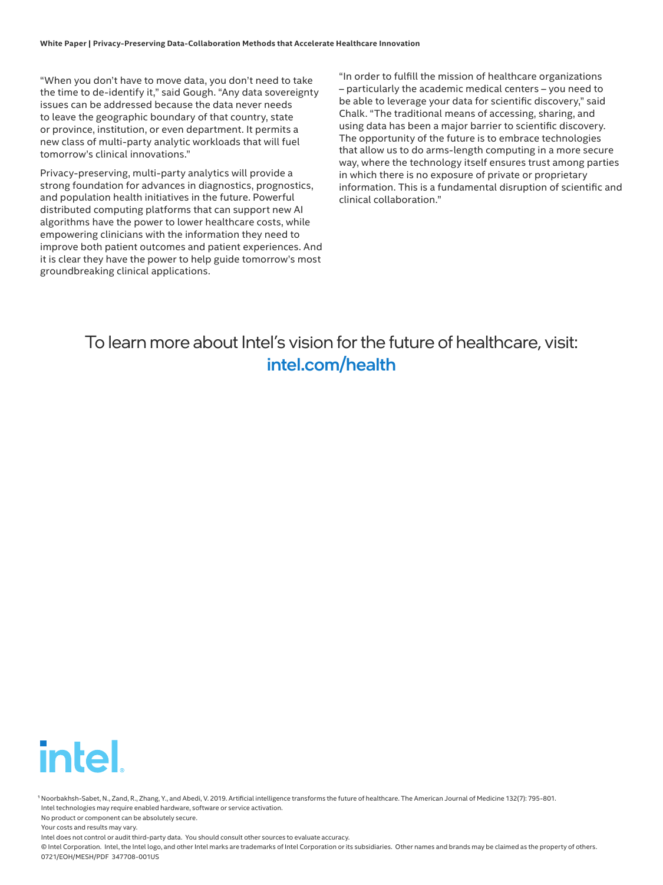"When you don't have to move data, you don't need to take the time to de-identify it," said Gough. "Any data sovereignty issues can be addressed because the data never needs to leave the geographic boundary of that country, state or province, institution, or even department. It permits a new class of multi-party analytic workloads that will fuel tomorrow's clinical innovations."

Privacy-preserving, multi-party analytics will provide a strong foundation for advances in diagnostics, prognostics, and population health initiatives in the future. Powerful distributed computing platforms that can support new AI algorithms have the power to lower healthcare costs, while empowering clinicians with the information they need to improve both patient outcomes and patient experiences. And it is clear they have the power to help guide tomorrow's most groundbreaking clinical applications.

"In order to fulfill the mission of healthcare organizations – particularly the academic medical centers – you need to be able to leverage your data for scientific discovery," said Chalk. "The traditional means of accessing, sharing, and using data has been a major barrier to scientific discovery. The opportunity of the future is to embrace technologies that allow us to do arms-length computing in a more secure way, where the technology itself ensures trust among parties in which there is no exposure of private or proprietary information. This is a fundamental disruption of scientific and clinical collaboration."

To learn more about Intel's vision for the future of healthcare, visit:
**intel.com/health**

intel.

[1] Noorbakhsh-Sabet, N., Zand, R., Zhang, Y., and Abedi, V. 2019. Artificial intelligence transforms the future of healthcare. The American Journal of Medicine 132(7): 795-801.

Intel technologies may require enabled hardware, software or service activation.

No product or component can be absolutely secure.

Your costs and results may vary.

Intel does not control or audit third-party data. You should consult other sources to evaluate accuracy.

© Intel Corporation. Intel, the Intel logo, and other Intel marks are trademarks of Intel Corporation or its subsidiaries. Other names and brands may be claimed as the property of others.

0721/EOH/MESH/PDF 347708-001US